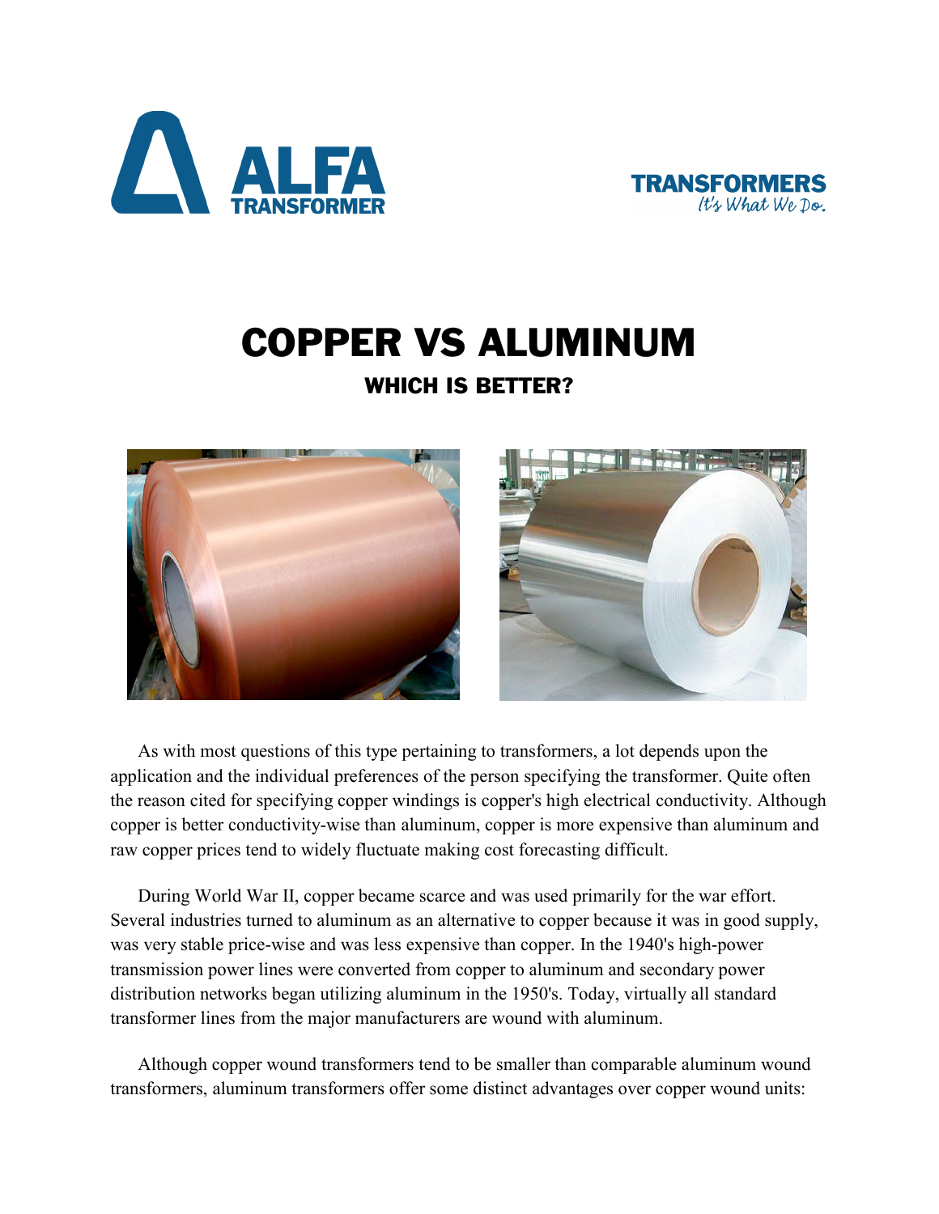# COPPER VS ALUMINUM

## WHICH IS BETTER?

As with most questions of this type pertaining to transformers, a lot depends upon the application and the individual preferences of the person specifying the transformer. Quite often the reason cited for specifying copper windings is copper's high electrical conductivity. Although copper is better conductivity-wise than aluminum, copper is more expensive than aluminum and raw copper prices tend to widely fluctuate making cost forecasting difficult.

During World War II, copper became scarce and was used primarily for the war effort. Several industries turned to aluminum as an alternative to copper because it was in good supply, was very stable price-wise and was less expensive than copper. In the 1940's high-power transmission power lines were converted from copper to aluminum and secondary power distribution networks began utilizing aluminum in the 1950's. Today, virtually all standard transformer lines from the major manufacturers are wound with aluminum.

Although copper wound transformers tend to be smaller than comparable aluminum wound transformers, aluminum transformers offer some distinct advantages over copper wound units: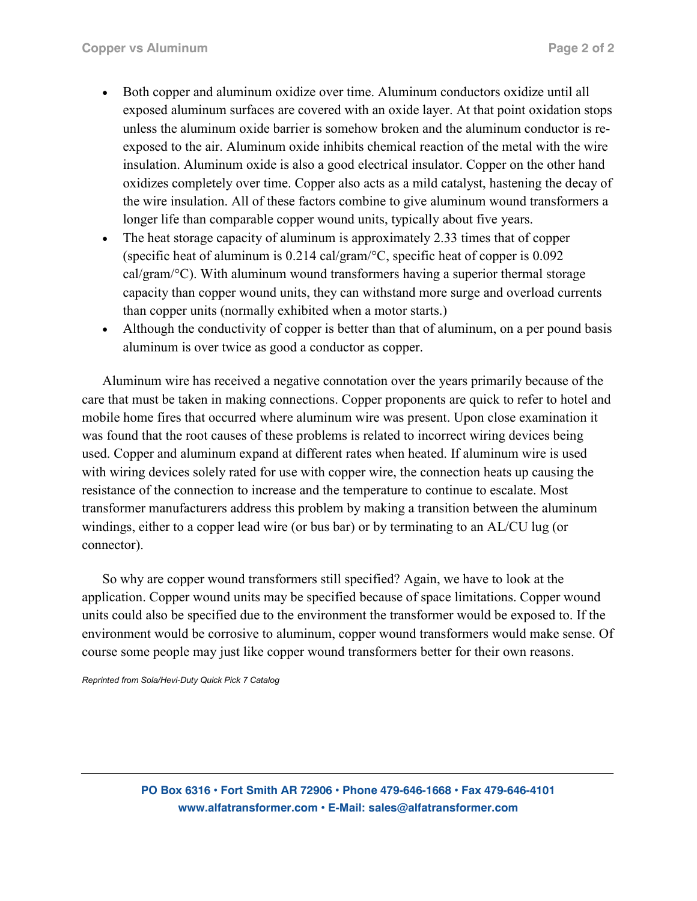- Both copper and aluminum oxidize over time. Aluminum conductors oxidize until all exposed aluminum surfaces are covered with an oxide layer. At that point oxidation stops unless the aluminum oxide barrier is somehow broken and the aluminum conductor is re-exposed to the air. Aluminum oxide inhibits chemical reaction of the metal with the wire insulation. Aluminum oxide is also a good electrical insulator. Copper on the other hand oxidizes completely over time. Copper also acts as a mild catalyst, hastening the decay of the wire insulation. All of these factors combine to give aluminum wound transformers a longer life than comparable copper wound units, typically about five years.
- The heat storage capacity of aluminum is approximately 2.33 times that of copper (specific heat of aluminum is 0.214 cal/gram/°C, specific heat of copper is 0.092 cal/gram/°C). With aluminum wound transformers having a superior thermal storage capacity than copper wound units, they can withstand more surge and overload currents than copper units (normally exhibited when a motor starts.)
- Although the conductivity of copper is better than that of aluminum, on a per pound basis aluminum is over twice as good a conductor as copper.

Aluminum wire has received a negative connotation over the years primarily because of the care that must be taken in making connections. Copper proponents are quick to refer to hotel and mobile home fires that occurred where aluminum wire was present. Upon close examination it was found that the root causes of these problems is related to incorrect wiring devices being used. Copper and aluminum expand at different rates when heated. If aluminum wire is used with wiring devices solely rated for use with copper wire, the connection heats up causing the resistance of the connection to increase and the temperature to continue to escalate. Most transformer manufacturers address this problem by making a transition between the aluminum windings, either to a copper lead wire (or bus bar) or by terminating to an AL/CU lug (or connector).

So why are copper wound transformers still specified? Again, we have to look at the application. Copper wound units may be specified because of space limitations. Copper wound units could also be specified due to the environment the transformer would be exposed to. If the environment would be corrosive to aluminum, copper wound transformers would make sense. Of course some people may just like copper wound transformers better for their own reasons.

*Reprinted from Sola/Hevi-Duty Quick Pick 7 Catalog*

**PO Box 6316 • Fort Smith AR 72906 • Phone 479-646-1668 • Fax 479-646-4101**
**www.alfatransformer.com • E-Mail: sales@alfatransformer.com**